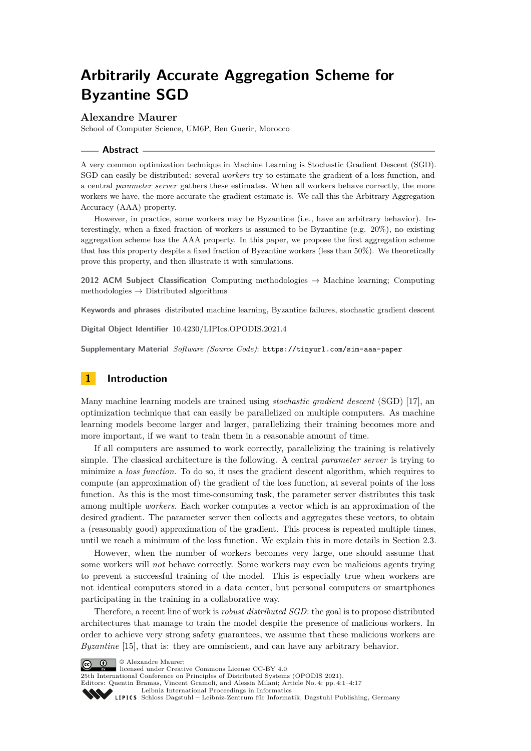# Arbitrarily Accurate Aggregation Scheme for Byzantine SGD

**Alexandre Maurer**

School of Computer Science, UM6P, Ben Guerir, Morocco

## Abstract

A very common optimization technique in Machine Learning is Stochastic Gradient Descent (SGD). SGD can easily be distributed: several *workers* try to estimate the gradient of a loss function, and a central *parameter server* gathers these estimates. When all workers behave correctly, the more workers we have, the more accurate the gradient estimate is. We call this the Arbitrary Aggregation Accuracy (AAA) property.

However, in practice, some workers may be Byzantine (i.e., have an arbitrary behavior). Interestingly, when a fixed fraction of workers is assumed to be Byzantine (e.g. 20%), no existing aggregation scheme has the AAA property. In this paper, we propose the first aggregation scheme that has this property despite a fixed fraction of Byzantine workers (less than 50%). We theoretically prove this property, and then illustrate it with simulations.

**2012 ACM Subject Classification** Computing methodologies → Machine learning; Computing methodologies → Distributed algorithms

**Keywords and phrases** distributed machine learning, Byzantine failures, stochastic gradient descent

**Digital Object Identifier** 10.4230/LIPIcs.OPODIS.2021.4

**Supplementary Material** *Software (Source Code)*: https://tinyurl.com/sim-aaa-paper

## 1 Introduction

Many machine learning models are trained using *stochastic gradient descent* (SGD) [17], an optimization technique that can easily be parallelized on multiple computers. As machine learning models become larger and larger, parallelizing their training becomes more and more important, if we want to train them in a reasonable amount of time.

If all computers are assumed to work correctly, parallelizing the training is relatively simple. The classical architecture is the following. A central *parameter server* is trying to minimize a *loss function*. To do so, it uses the gradient descent algorithm, which requires to compute (an approximation of) the gradient of the loss function, at several points of the loss function. As this is the most time-consuming task, the parameter server distributes this task among multiple *workers*. Each worker computes a vector which is an approximation of the desired gradient. The parameter server then collects and aggregates these vectors, to obtain a (reasonably good) approximation of the gradient. This process is repeated multiple times, until we reach a minimum of the loss function. We explain this in more details in Section 2.3.

However, when the number of workers becomes very large, one should assume that some workers will *not* behave correctly. Some workers may even be malicious agents trying to prevent a successful training of the model. This is especially true when workers are not identical computers stored in a data center, but personal computers or smartphones participating in the training in a collaborative way.

Therefore, a recent line of work is *robust distributed SGD*: the goal is to propose distributed architectures that manage to train the model despite the presence of malicious workers. In order to achieve very strong safety guarantees, we assume that these malicious workers are *Byzantine* [15], that is: they are omniscient, and can have any arbitrary behavior.

© Alexandre Maurer;
licensed under Creative Commons License CC-BY 4.0
25th International Conference on Principles of Distributed Systems (OPODIS 2021).
Editors: Quentin Bramas, Vincent Gramoli, and Alessia Milani; Article No. 4; pp. 4:1–4:17
Leibniz International Proceedings in Informatics
Schloss Dagstuhl – Leibniz-Zentrum für Informatik, Dagstuhl Publishing, Germany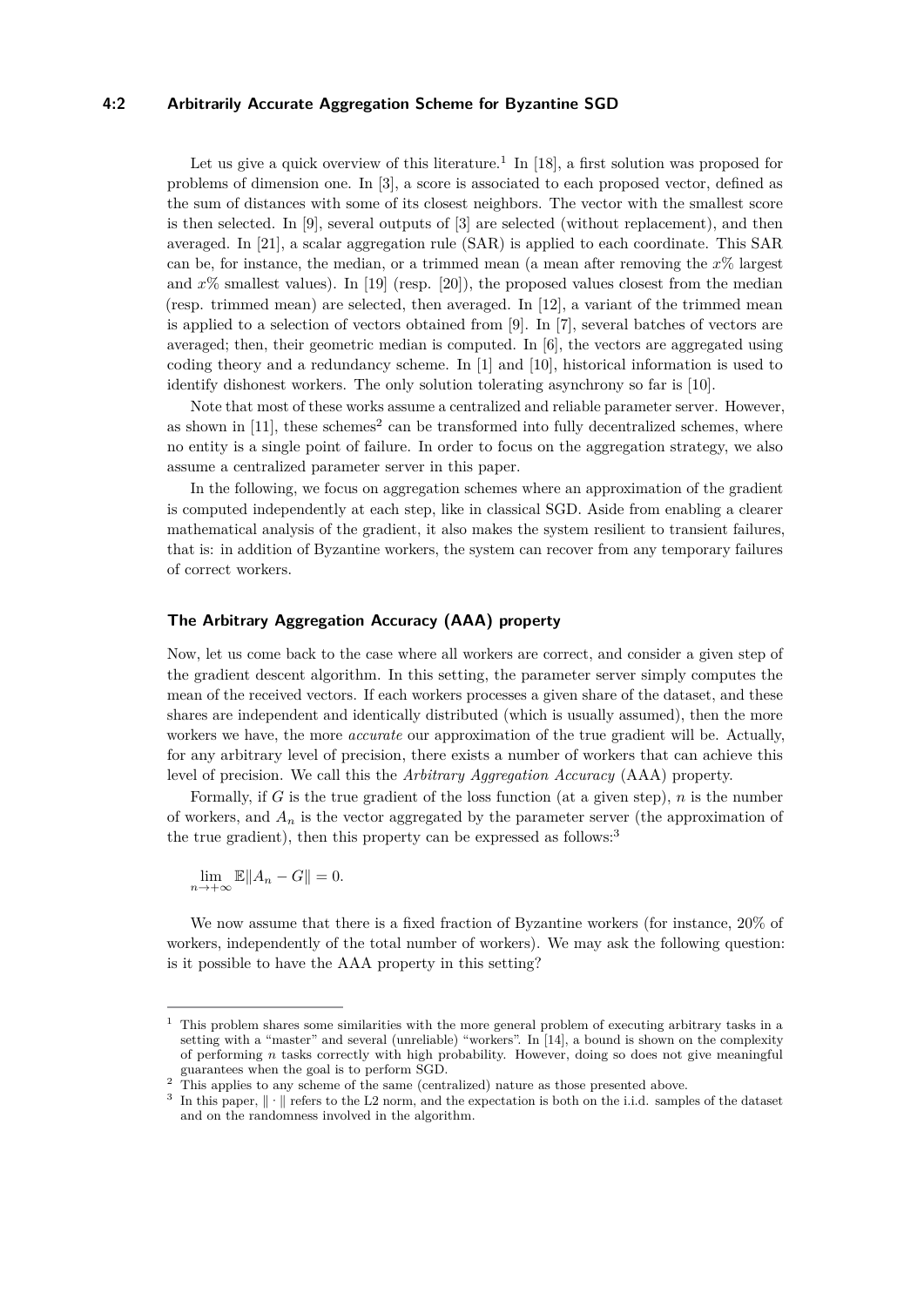Let us give a quick overview of this literature.[1] In [18], a first solution was proposed for problems of dimension one. In [3], a score is associated to each proposed vector, defined as the sum of distances with some of its closest neighbors. The vector with the smallest score is then selected. In [9], several outputs of [3] are selected (without replacement), and then averaged. In [21], a scalar aggregation rule (SAR) is applied to each coordinate. This SAR can be, for instance, the median, or a trimmed mean (a mean after removing the $x\%$ largest and $x\%$ smallest values). In [19] (resp. [20]), the proposed values closest from the median (resp. trimmed mean) are selected, then averaged. In [12], a variant of the trimmed mean is applied to a selection of vectors obtained from [9]. In [7], several batches of vectors are averaged; then, their geometric median is computed. In [6], the vectors are aggregated using coding theory and a redundancy scheme. In [1] and [10], historical information is used to identify dishonest workers. The only solution tolerating asynchrony so far is [10].

Note that most of these works assume a centralized and reliable parameter server. However, as shown in [11], these schemes[2] can be transformed into fully decentralized schemes, where no entity is a single point of failure. In order to focus on the aggregation strategy, we also assume a centralized parameter server in this paper.

In the following, we focus on aggregation schemes where an approximation of the gradient is computed independently at each step, like in classical SGD. Aside from enabling a clearer mathematical analysis of the gradient, it also makes the system resilient to transient failures, that is: in addition of Byzantine workers, the system can recover from any temporary failures of correct workers.

### The Arbitrary Aggregation Accuracy (AAA) property

Now, let us come back to the case where all workers are correct, and consider a given step of the gradient descent algorithm. In this setting, the parameter server simply computes the mean of the received vectors. If each workers processes a given share of the dataset, and these shares are independent and identically distributed (which is usually assumed), then the more workers we have, the more *accurate* our approximation of the true gradient will be. Actually, for any arbitrary level of precision, there exists a number of workers that can achieve this level of precision. We call this the *Arbitrary Aggregation Accuracy* (AAA) property.

Formally, if $G$ is the true gradient of the loss function (at a given step), $n$ is the number of workers, and $A_n$ is the vector aggregated by the parameter server (the approximation of the true gradient), then this property can be expressed as follows:[3]

$$\lim_{n\to+\infty} \mathbb{E}\|A_n - G\| = 0.$$

We now assume that there is a fixed fraction of Byzantine workers (for instance, 20% of workers, independently of the total number of workers). We may ask the following question: is it possible to have the AAA property in this setting?

---

[1] This problem shares some similarities with the more general problem of executing arbitrary tasks in a setting with a "master" and several (unreliable) "workers". In [14], a bound is shown on the complexity of performing $n$ tasks correctly with high probability. However, doing so does not give meaningful guarantees when the goal is to perform SGD.

[2] This applies to any scheme of the same (centralized) nature as those presented above.

[3] In this paper, $\|\cdot\|$ refers to the L2 norm, and the expectation is both on the i.i.d. samples of the dataset and on the randomness involved in the algorithm.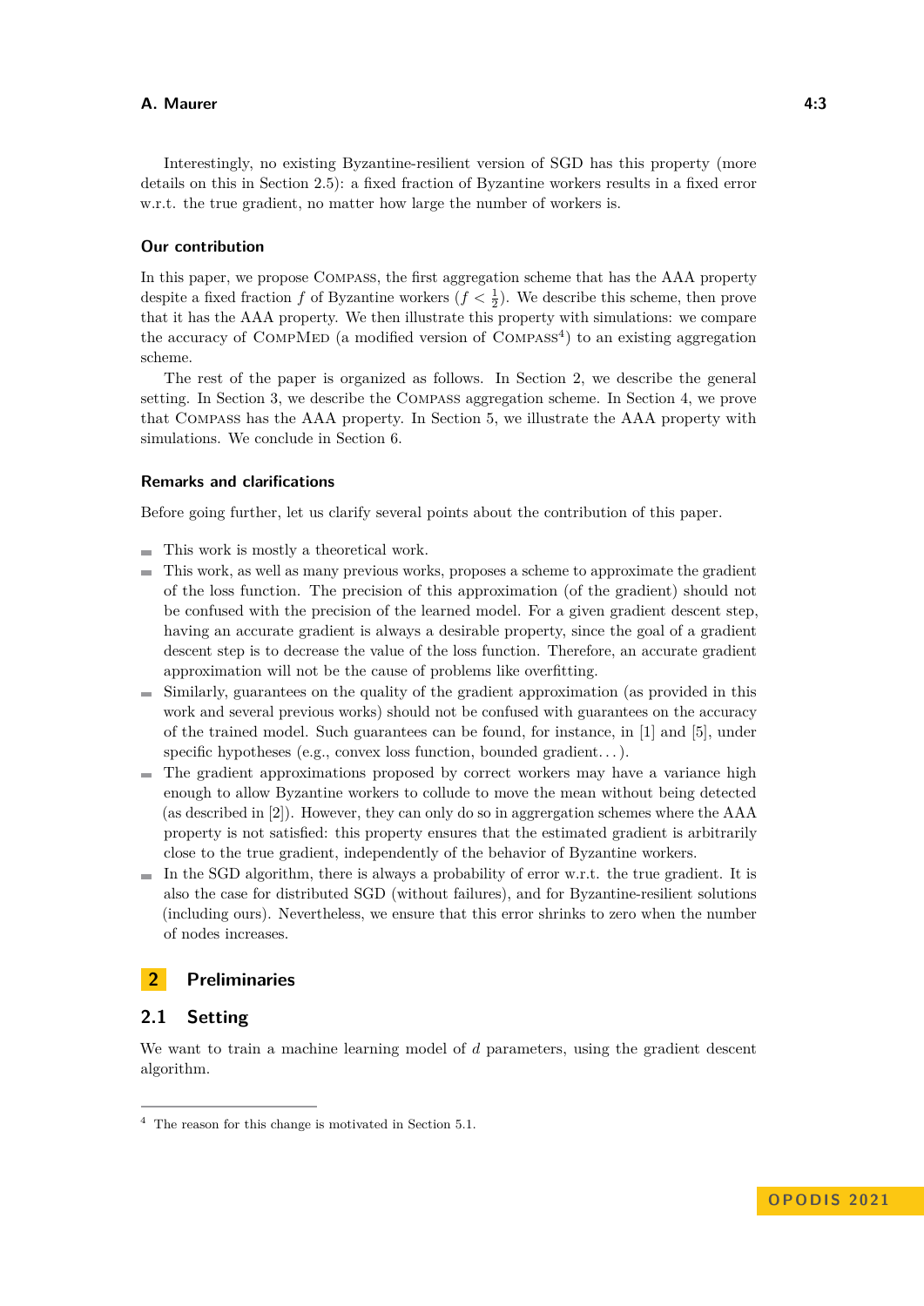Interestingly, no existing Byzantine-resilient version of SGD has this property (more details on this in Section 2.5): a fixed fraction of Byzantine workers results in a fixed error w.r.t. the true gradient, no matter how large the number of workers is.

### Our contribution

In this paper, we propose Compass, the first aggregation scheme that has the AAA property despite a fixed fraction $f$ of Byzantine workers ($f < \frac{1}{2}$). We describe this scheme, then prove that it has the AAA property. We then illustrate this property with simulations: we compare the accuracy of CompMed (a modified version of Compass[4]) to an existing aggregation scheme.

The rest of the paper is organized as follows. In Section 2, we describe the general setting. In Section 3, we describe the Compass aggregation scheme. In Section 4, we prove that Compass has the AAA property. In Section 5, we illustrate the AAA property with simulations. We conclude in Section 6.

### Remarks and clarifications

Before going further, let us clarify several points about the contribution of this paper.

- This work is mostly a theoretical work.
- This work, as well as many previous works, proposes a scheme to approximate the gradient of the loss function. The precision of this approximation (of the gradient) should not be confused with the precision of the learned model. For a given gradient descent step, having an accurate gradient is always a desirable property, since the goal of a gradient descent step is to decrease the value of the loss function. Therefore, an accurate gradient approximation will not be the cause of problems like overfitting.
- Similarly, guarantees on the quality of the gradient approximation (as provided in this work and several previous works) should not be confused with guarantees on the accuracy of the trained model. Such guarantees can be found, for instance, in [1] and [5], under specific hypotheses (e.g., convex loss function, bounded gradient…).
- The gradient approximations proposed by correct workers may have a variance high enough to allow Byzantine workers to collude to move the mean without being detected (as described in [2]). However, they can only do so in aggregation schemes where the AAA property is not satisfied: this property ensures that the estimated gradient is arbitrarily close to the true gradient, independently of the behavior of Byzantine workers.
- In the SGD algorithm, there is always a probability of error w.r.t. the true gradient. It is also the case for distributed SGD (without failures), and for Byzantine-resilient solutions (including ours). Nevertheless, we ensure that this error shrinks to zero when the number of nodes increases.

## 2 Preliminaries

### 2.1 Setting

We want to train a machine learning model of $d$ parameters, using the gradient descent algorithm.

[4] The reason for this change is motivated in Section 5.1.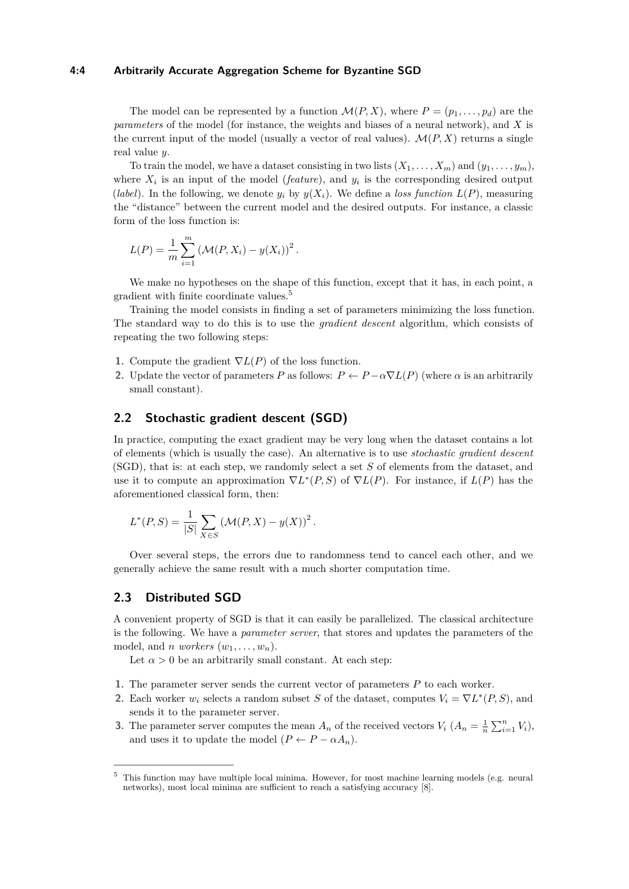The model can be represented by a function $\mathcal{M}(P, X)$, where $P = (p_1, \ldots, p_d)$ are the *parameters* of the model (for instance, the weights and biases of a neural network), and $X$ is the current input of the model (usually a vector of real values). $\mathcal{M}(P, X)$ returns a single real value $y$.

To train the model, we have a dataset consisting in two lists $(X_1, \ldots, X_m)$ and $(y_1, \ldots, y_m)$, where $X_i$ is an input of the model (*feature*), and $y_i$ is the corresponding desired output (*label*). In the following, we denote $y_i$ by $y(X_i)$. We define a *loss function* $L(P)$, measuring the "distance" between the current model and the desired outputs. For instance, a classic form of the loss function is:

$$L(P) = \frac{1}{m} \sum_{i=1}^{m} \left(\mathcal{M}(P, X_i) - y(X_i)\right)^2.$$

We make no hypotheses on the shape of this function, except that it has, in each point, a gradient with finite coordinate values.[5]

Training the model consists in finding a set of parameters minimizing the loss function. The standard way to do this is to use the *gradient descent* algorithm, which consists of repeating the two following steps:

1. Compute the gradient $\nabla L(P)$ of the loss function.
2. Update the vector of parameters $P$ as follows: $P \leftarrow P - \alpha \nabla L(P)$ (where $\alpha$ is an arbitrarily small constant).

## 2.2 Stochastic gradient descent (SGD)

In practice, computing the exact gradient may be very long when the dataset contains a lot of elements (which is usually the case). An alternative is to use *stochastic gradient descent* (SGD), that is: at each step, we randomly select a set $S$ of elements from the dataset, and use it to compute an approximation $\nabla L^*(P, S)$ of $\nabla L(P)$. For instance, if $L(P)$ has the aforementioned classical form, then:

$$L^*(P, S) = \frac{1}{|S|} \sum_{X \in S} \left(\mathcal{M}(P, X) - y(X)\right)^2.$$

Over several steps, the errors due to randomness tend to cancel each other, and we generally achieve the same result with a much shorter computation time.

## 2.3 Distributed SGD

A convenient property of SGD is that it can easily be parallelized. The classical architecture is the following. We have a *parameter server*, that stores and updates the parameters of the model, and $n$ *workers* $(w_1, \ldots, w_n)$.

Let $\alpha > 0$ be an arbitrarily small constant. At each step:

1. The parameter server sends the current vector of parameters $P$ to each worker.
2. Each worker $w_i$ selects a random subset $S$ of the dataset, computes $V_i = \nabla L^*(P, S)$, and sends it to the parameter server.
3. The parameter server computes the mean $A_n$ of the received vectors $V_i$ ($A_n = \frac{1}{n} \sum_{i=1}^{n} V_i$), and uses it to update the model ($P \leftarrow P - \alpha A_n$).

[5] This function may have multiple local minima. However, for most machine learning models (e.g. neural networks), most local minima are sufficient to reach a satisfying accuracy [8].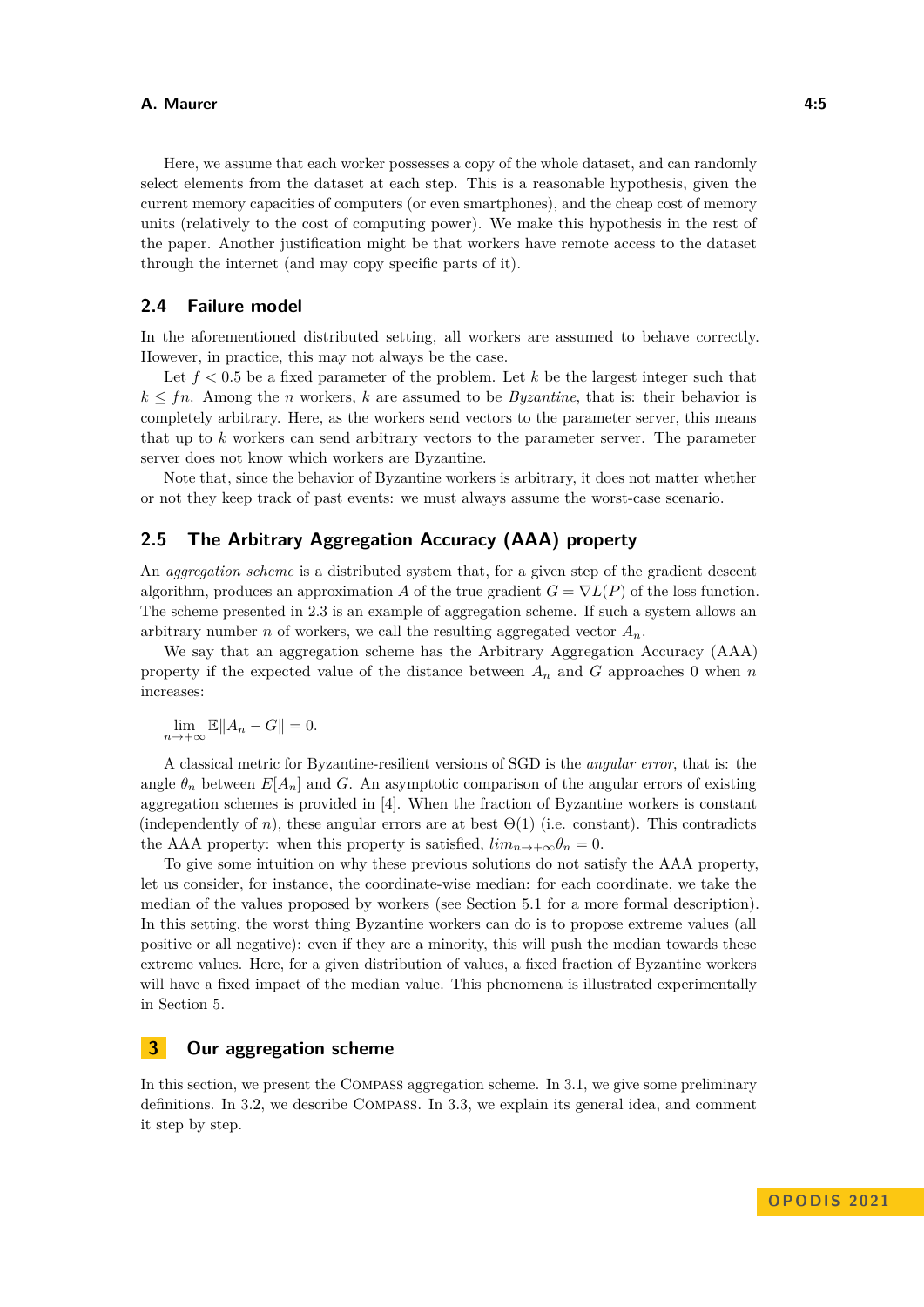Here, we assume that each worker possesses a copy of the whole dataset, and can randomly select elements from the dataset at each step. This is a reasonable hypothesis, given the current memory capacities of computers (or even smartphones), and the cheap cost of memory units (relatively to the cost of computing power). We make this hypothesis in the rest of the paper. Another justification might be that workers have remote access to the dataset through the internet (and may copy specific parts of it).

## 2.4 Failure model

In the aforementioned distributed setting, all workers are assumed to behave correctly. However, in practice, this may not always be the case.

Let $f < 0.5$ be a fixed parameter of the problem. Let $k$ be the largest integer such that $k \leq fn$. Among the $n$ workers, $k$ are assumed to be *Byzantine*, that is: their behavior is completely arbitrary. Here, as the workers send vectors to the parameter server, this means that up to $k$ workers can send arbitrary vectors to the parameter server. The parameter server does not know which workers are Byzantine.

Note that, since the behavior of Byzantine workers is arbitrary, it does not matter whether or not they keep track of past events: we must always assume the worst-case scenario.

## 2.5 The Arbitrary Aggregation Accuracy (AAA) property

An *aggregation scheme* is a distributed system that, for a given step of the gradient descent algorithm, produces an approximation $A$ of the true gradient $G = \nabla L(P)$ of the loss function. The scheme presented in 2.3 is an example of aggregation scheme. If such a system allows an arbitrary number $n$ of workers, we call the resulting aggregated vector $A_n$.

We say that an aggregation scheme has the Arbitrary Aggregation Accuracy (AAA) property if the expected value of the distance between $A_n$ and $G$ approaches 0 when $n$ increases:

$$\lim_{n \to +\infty} \mathbb{E}\|A_n - G\| = 0.$$

A classical metric for Byzantine-resilient versions of SGD is the *angular error*, that is: the angle $\theta_n$ between $E[A_n]$ and $G$. An asymptotic comparison of the angular errors of existing aggregation schemes is provided in [4]. When the fraction of Byzantine workers is constant (independently of $n$), these angular errors are at best $\Theta(1)$ (i.e. constant). This contradicts the AAA property: when this property is satisfied, $lim_{n \to +\infty} \theta_n = 0$.

To give some intuition on why these previous solutions do not satisfy the AAA property, let us consider, for instance, the coordinate-wise median: for each coordinate, we take the median of the values proposed by workers (see Section 5.1 for a more formal description). In this setting, the worst thing Byzantine workers can do is to propose extreme values (all positive or all negative): even if they are a minority, this will push the median towards these extreme values. Here, for a given distribution of values, a fixed fraction of Byzantine workers will have a fixed impact of the median value. This phenomena is illustrated experimentally in Section 5.

# 3 Our aggregation scheme

In this section, we present the COMPASS aggregation scheme. In 3.1, we give some preliminary definitions. In 3.2, we describe COMPASS. In 3.3, we explain its general idea, and comment it step by step.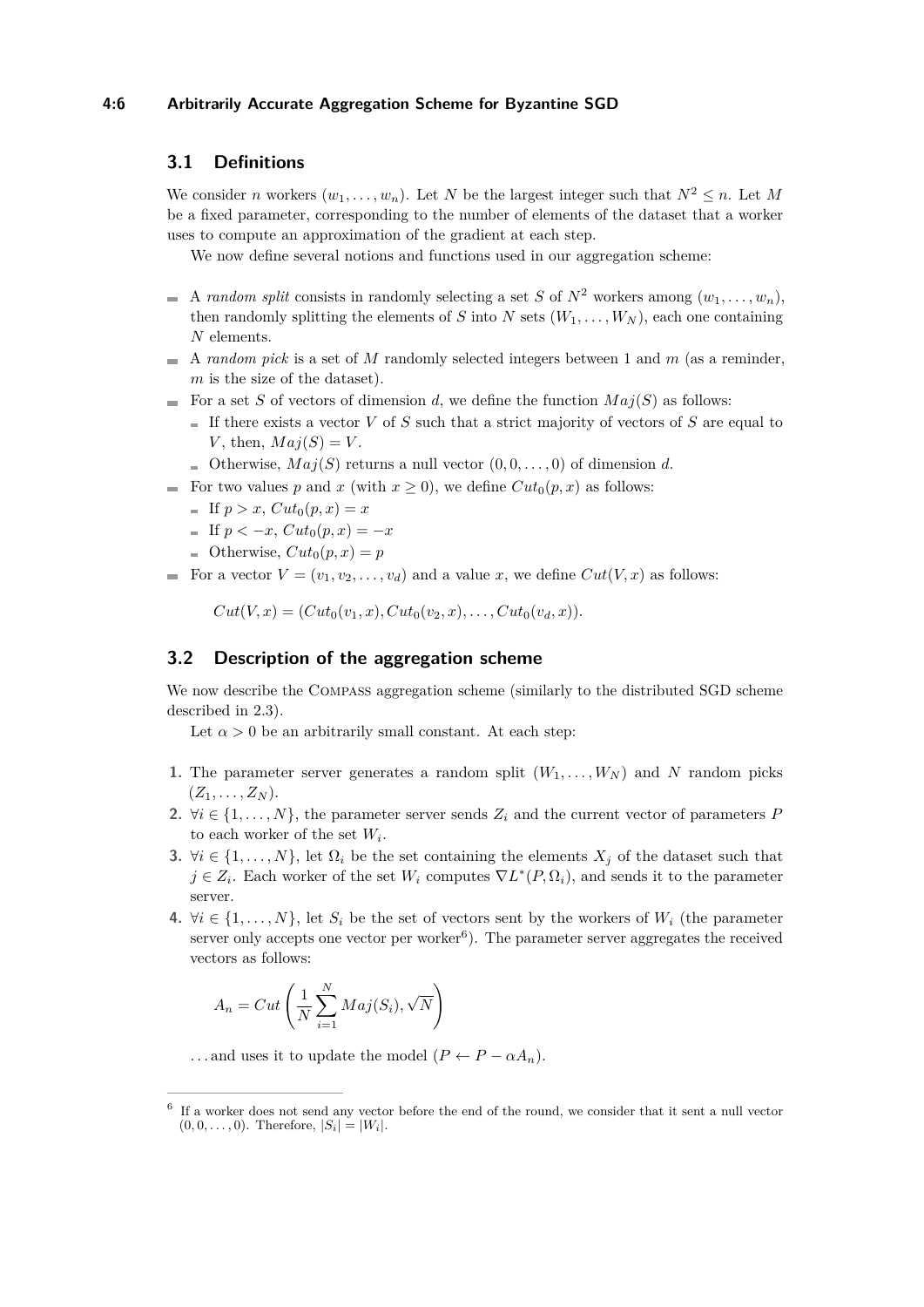## 3.1 Definitions

We consider $n$ workers $(w_1, \dots, w_n)$. Let $N$ be the largest integer such that $N^2 \leq n$. Let $M$ be a fixed parameter, corresponding to the number of elements of the dataset that a worker uses to compute an approximation of the gradient at each step.

We now define several notions and functions used in our aggregation scheme:

- A *random split* consists in randomly selecting a set $S$ of $N^2$ workers among $(w_1, \dots, w_n)$, then randomly splitting the elements of $S$ into $N$ sets $(W_1, \dots, W_N)$, each one containing $N$ elements.
- A *random pick* is a set of $M$ randomly selected integers between 1 and $m$ (as a reminder, $m$ is the size of the dataset).
- For a set $S$ of vectors of dimension $d$, we define the function $Maj(S)$ as follows:
  - If there exists a vector $V$ of $S$ such that a strict majority of vectors of $S$ are equal to $V$, then, $Maj(S) = V$.
  - Otherwise, $Maj(S)$ returns a null vector $(0, 0, \dots, 0)$ of dimension $d$.
- For two values $p$ and $x$ (with $x \geq 0$), we define $Cut_0(p, x)$ as follows:
  - If $p > x$, $Cut_0(p, x) = x$
  - If $p < -x$, $Cut_0(p, x) = -x$
  - Otherwise, $Cut_0(p, x) = p$
- For a vector $V = (v_1, v_2, \dots, v_d)$ and a value $x$, we define $Cut(V, x)$ as follows:

  $$Cut(V, x) = (Cut_0(v_1, x), Cut_0(v_2, x), \dots, Cut_0(v_d, x)).$$

## 3.2 Description of the aggregation scheme

We now describe the Compass aggregation scheme (similarly to the distributed SGD scheme described in 2.3).

Let $\alpha > 0$ be an arbitrarily small constant. At each step:

1. The parameter server generates a random split $(W_1, \dots, W_N)$ and $N$ random picks $(Z_1, \dots, Z_N)$.
2. $\forall i \in \{1, \dots, N\}$, the parameter server sends $Z_i$ and the current vector of parameters $P$ to each worker of the set $W_i$.
3. $\forall i \in \{1, \dots, N\}$, let $\Omega_i$ be the set containing the elements $X_j$ of the dataset such that $j \in Z_i$. Each worker of the set $W_i$ computes $\nabla L^*(P, \Omega_i)$, and sends it to the parameter server.
4. $\forall i \in \{1, \dots, N\}$, let $S_i$ be the set of vectors sent by the workers of $W_i$ (the parameter server only accepts one vector per worker[6]). The parameter server aggregates the received vectors as follows:

   $$A_n = Cut\left(\frac{1}{N}\sum_{i=1}^{N} Maj(S_i), \sqrt{N}\right)$$

   ... and uses it to update the model ($P \leftarrow P - \alpha A_n$).

[6] If a worker does not send any vector before the end of the round, we consider that it sent a null vector $(0, 0, \dots, 0)$. Therefore, $|S_i| = |W_i|$.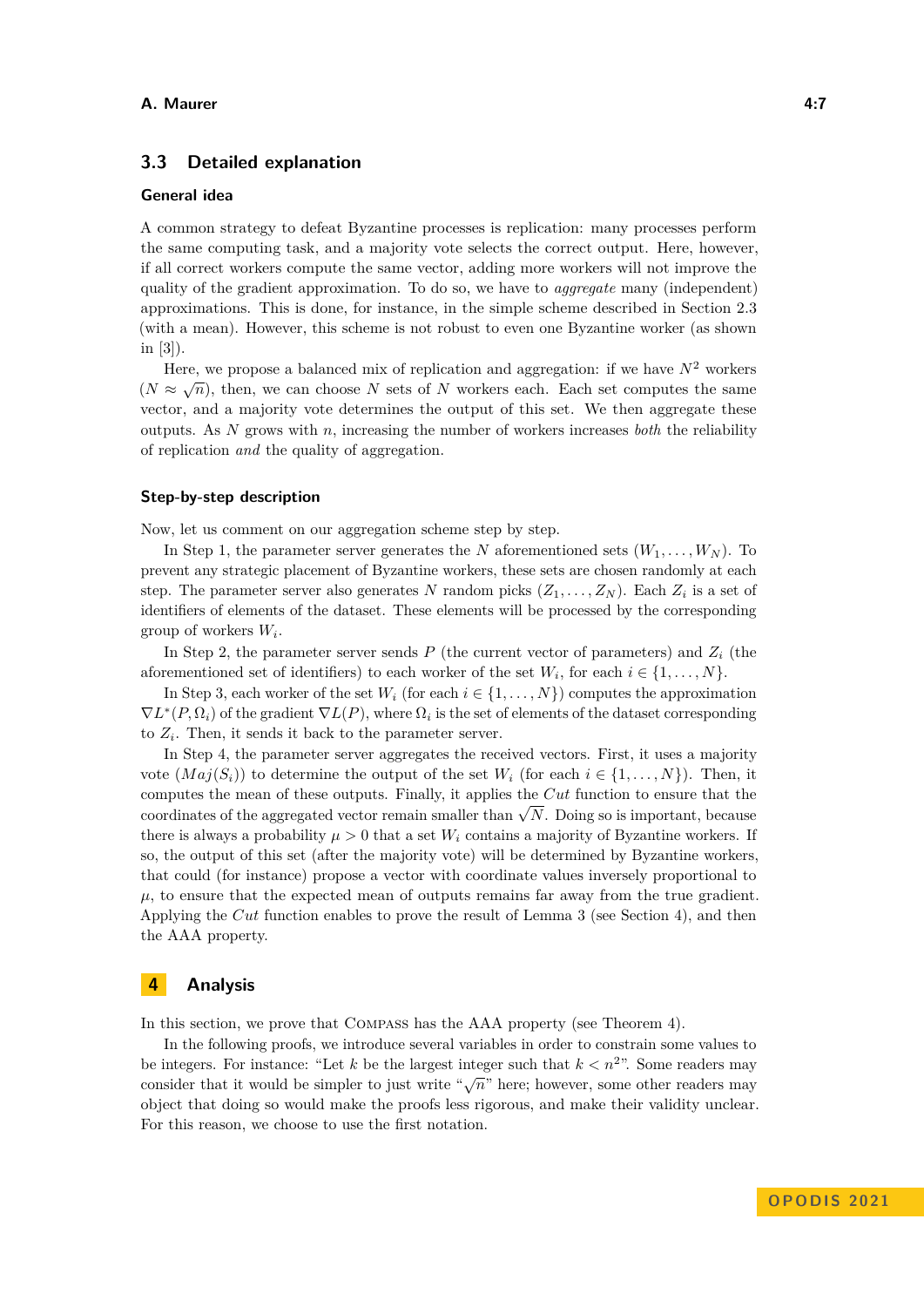## 3.3 Detailed explanation

### General idea

A common strategy to defeat Byzantine processes is replication: many processes perform the same computing task, and a majority vote selects the correct output. Here, however, if all correct workers compute the same vector, adding more workers will not improve the quality of the gradient approximation. To do so, we have to *aggregate* many (independent) approximations. This is done, for instance, in the simple scheme described in Section 2.3 (with a mean). However, this scheme is not robust to even one Byzantine worker (as shown in [3]).

Here, we propose a balanced mix of replication and aggregation: if we have $N^2$ workers ($N \approx \sqrt{n}$), then, we can choose $N$ sets of $N$ workers each. Each set computes the same vector, and a majority vote determines the output of this set. We then aggregate these outputs. As $N$ grows with $n$, increasing the number of workers increases *both* the reliability of replication *and* the quality of aggregation.

### Step-by-step description

Now, let us comment on our aggregation scheme step by step.

In Step 1, the parameter server generates the $N$ aforementioned sets $(W_1, \ldots, W_N)$. To prevent any strategic placement of Byzantine workers, these sets are chosen randomly at each step. The parameter server also generates $N$ random picks $(Z_1, \ldots, Z_N)$. Each $Z_i$ is a set of identifiers of elements of the dataset. These elements will be processed by the corresponding group of workers $W_i$.

In Step 2, the parameter server sends $P$ (the current vector of parameters) and $Z_i$ (the aforementioned set of identifiers) to each worker of the set $W_i$, for each $i \in \{1, \ldots, N\}$.

In Step 3, each worker of the set $W_i$ (for each $i \in \{1, \ldots, N\}$) computes the approximation $\nabla L^*(P, \Omega_i)$ of the gradient $\nabla L(P)$, where $\Omega_i$ is the set of elements of the dataset corresponding to $Z_i$. Then, it sends it back to the parameter server.

In Step 4, the parameter server aggregates the received vectors. First, it uses a majority vote ($Maj(S_i)$) to determine the output of the set $W_i$ (for each $i \in \{1, \ldots, N\}$). Then, it computes the mean of these outputs. Finally, it applies the *Cut* function to ensure that the coordinates of the aggregated vector remain smaller than $\sqrt{N}$. Doing so is important, because there is always a probability $\mu > 0$ that a set $W_i$ contains a majority of Byzantine workers. If so, the output of this set (after the majority vote) will be determined by Byzantine workers, that could (for instance) propose a vector with coordinate values inversely proportional to $\mu$, to ensure that the expected mean of outputs remains far away from the true gradient. Applying the *Cut* function enables to prove the result of Lemma 3 (see Section 4), and then the AAA property.

# 4 Analysis

In this section, we prove that COMPASS has the AAA property (see Theorem 4).

In the following proofs, we introduce several variables in order to constrain some values to be integers. For instance: "Let $k$ be the largest integer such that $k < n^2$". Some readers may consider that it would be simpler to just write "$\sqrt{n}$" here; however, some other readers may object that doing so would make the proofs less rigorous, and make their validity unclear. For this reason, we choose to use the first notation.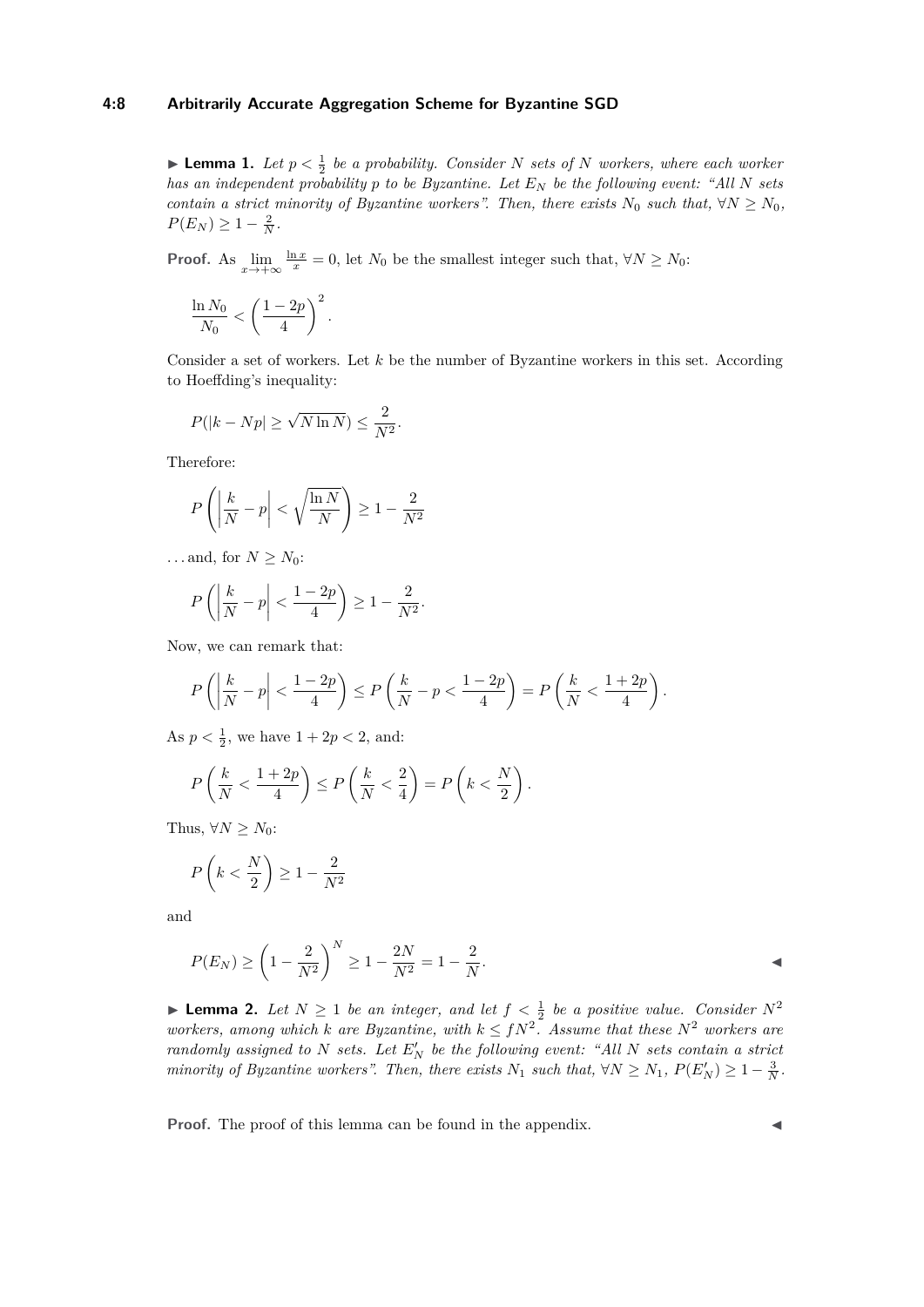▶ **Lemma 1.** *Let $p < \frac{1}{2}$ be a probability. Consider $N$ sets of $N$ workers, where each worker has an independent probability $p$ to be Byzantine. Let $E_N$ be the following event: "All $N$ sets contain a strict minority of Byzantine workers". Then, there exists $N_0$ such that, $\forall N \geq N_0$, $P(E_N) \geq 1 - \frac{2}{N}$.*

**Proof.** As $\lim_{x \to +\infty} \frac{\ln x}{x} = 0$, let $N_0$ be the smallest integer such that, $\forall N \geq N_0$:

$$\frac{\ln N_0}{N_0} < \left(\frac{1-2p}{4}\right)^2.$$

Consider a set of workers. Let $k$ be the number of Byzantine workers in this set. According to Hoeffding's inequality:

$$P(|k - Np| \geq \sqrt{N \ln N}) \leq \frac{2}{N^2}.$$

Therefore:

$$P\left(\left|\frac{k}{N} - p\right| < \sqrt{\frac{\ln N}{N}}\right) \geq 1 - \frac{2}{N^2}$$

...and, for $N \geq N_0$:

$$P\left(\left|\frac{k}{N} - p\right| < \frac{1-2p}{4}\right) \geq 1 - \frac{2}{N^2}.$$

Now, we can remark that:

$$P\left(\left|\frac{k}{N} - p\right| < \frac{1-2p}{4}\right) \leq P\left(\frac{k}{N} - p < \frac{1-2p}{4}\right) = P\left(\frac{k}{N} < \frac{1+2p}{4}\right).$$

As $p < \frac{1}{2}$, we have $1 + 2p < 2$, and:

$$P\left(\frac{k}{N} < \frac{1+2p}{4}\right) \leq P\left(\frac{k}{N} < \frac{2}{4}\right) = P\left(k < \frac{N}{2}\right).$$

Thus, $\forall N \geq N_0$:

$$P\left(k < \frac{N}{2}\right) \geq 1 - \frac{2}{N^2}$$

and

$$P(E_N) \geq \left(1 - \frac{2}{N^2}\right)^N \geq 1 - \frac{2N}{N^2} = 1 - \frac{2}{N}.$$ ◀

▶ **Lemma 2.** *Let $N \geq 1$ be an integer, and let $f < \frac{1}{2}$ be a positive value. Consider $N^2$ workers, among which $k$ are Byzantine, with $k \leq fN^2$. Assume that these $N^2$ workers are randomly assigned to $N$ sets. Let $E'_N$ be the following event: "All $N$ sets contain a strict minority of Byzantine workers". Then, there exists $N_1$ such that, $\forall N \geq N_1$, $P(E'_N) \geq 1 - \frac{3}{N}$.*

**Proof.** The proof of this lemma can be found in the appendix. ◀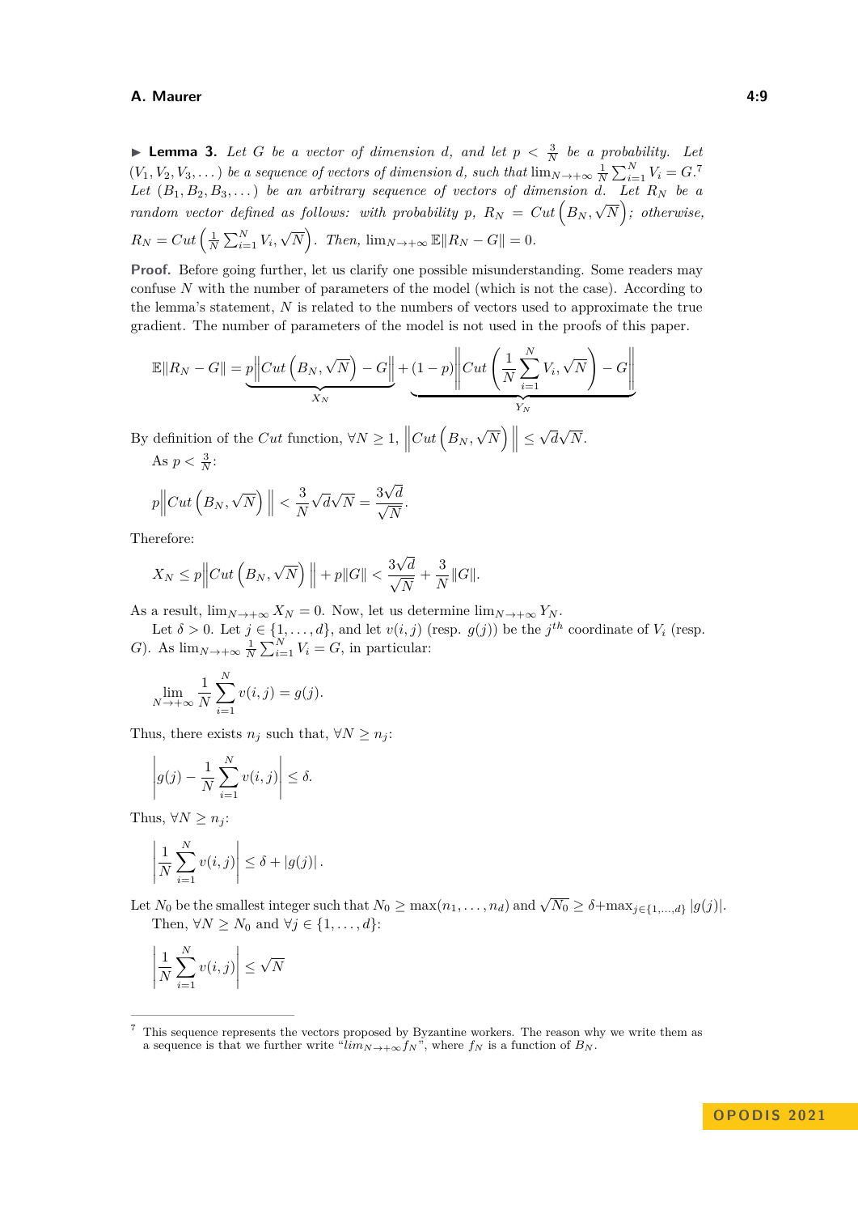▶ **Lemma 3.** *Let $G$ be a vector of dimension $d$, and let $p < \frac{3}{N}$ be a probability. Let $(V_1, V_2, V_3, \dots)$ be a sequence of vectors of dimension $d$, such that $\lim_{N\to+\infty} \frac{1}{N}\sum_{i=1}^{N} V_i = G$.*[7] *Let $(B_1, B_2, B_3, \dots)$ be an arbitrary sequence of vectors of dimension $d$. Let $R_N$ be a random vector defined as follows: with probability $p$, $R_N = Cut\left(B_N, \sqrt{N}\right)$; otherwise, $R_N = Cut\left(\frac{1}{N}\sum_{i=1}^{N} V_i, \sqrt{N}\right)$. Then, $\lim_{N\to+\infty} \mathbb{E}\|R_N - G\| = 0$.*

**Proof.** Before going further, let us clarify one possible misunderstanding. Some readers may confuse $N$ with the number of parameters of the model (which is not the case). According to the lemma's statement, $N$ is related to the numbers of vectors used to approximate the true gradient. The number of parameters of the model is not used in the proofs of this paper.

$$\mathbb{E}\|R_N - G\| = \underbrace{p\left\|Cut\left(B_N, \sqrt{N}\right) - G\right\|}_{X_N} + \underbrace{(1-p)\left\|Cut\left(\frac{1}{N}\sum_{i=1}^{N} V_i, \sqrt{N}\right) - G\right\|}_{Y_N}$$

By definition of the $Cut$ function, $\forall N \geq 1$, $\left\|Cut\left(B_N, \sqrt{N}\right)\right\| \leq \sqrt{d}\sqrt{N}$.

As $p < \frac{3}{N}$:

$$p\left\|Cut\left(B_N, \sqrt{N}\right)\right\| < \frac{3}{N}\sqrt{d}\sqrt{N} = \frac{3\sqrt{d}}{\sqrt{N}}.$$

Therefore:

$$X_N \leq p\left\|Cut\left(B_N, \sqrt{N}\right)\right\| + p\|G\| < \frac{3\sqrt{d}}{\sqrt{N}} + \frac{3}{N}\|G\|.$$

As a result, $\lim_{N\to+\infty} X_N = 0$. Now, let us determine $\lim_{N\to+\infty} Y_N$.

Let $\delta > 0$. Let $j \in \{1, \dots, d\}$, and let $v(i,j)$ (resp. $g(j)$) be the $j^{th}$ coordinate of $V_i$ (resp. $G$). As $\lim_{N\to+\infty} \frac{1}{N}\sum_{i=1}^{N} V_i = G$, in particular:

$$\lim_{N\to+\infty} \frac{1}{N}\sum_{i=1}^{N} v(i,j) = g(j).$$

Thus, there exists $n_j$ such that, $\forall N \geq n_j$:

$$\left|g(j) - \frac{1}{N}\sum_{i=1}^{N} v(i,j)\right| \leq \delta.$$

Thus, $\forall N \geq n_j$:

$$\left|\frac{1}{N}\sum_{i=1}^{N} v(i,j)\right| \leq \delta + |g(j)|.$$

Let $N_0$ be the smallest integer such that $N_0 \geq \max(n_1, \dots, n_d)$ and $\sqrt{N_0} \geq \delta + \max_{j\in\{1,\dots,d\}} |g(j)|$.

Then, $\forall N \geq N_0$ and $\forall j \in \{1, \dots, d\}$:

$$\left|\frac{1}{N}\sum_{i=1}^{N} v(i,j)\right| \leq \sqrt{N}$$

[7] This sequence represents the vectors proposed by Byzantine workers. The reason why we write them as a sequence is that we further write "$lim_{N\to+\infty} f_N$", where $f_N$ is a function of $B_N$.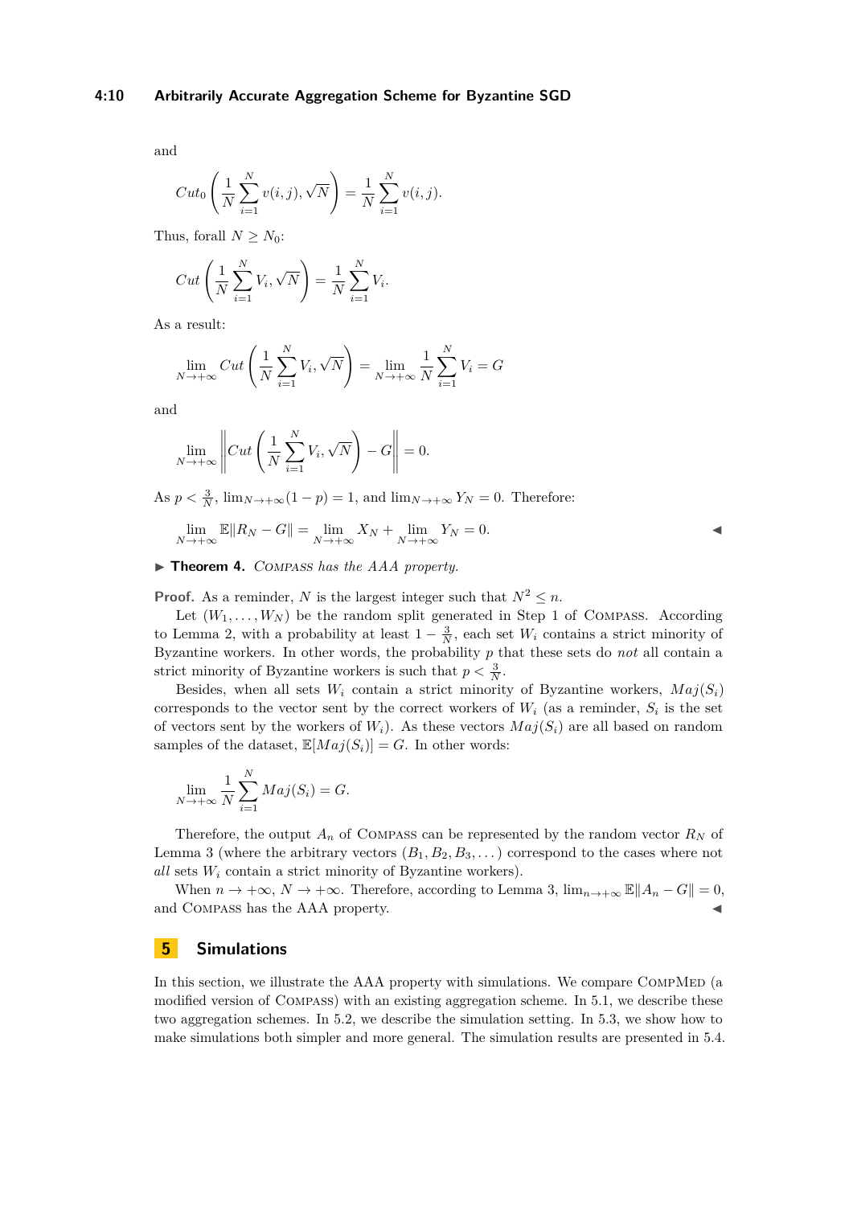and

$$Cut_0\left(\frac{1}{N}\sum_{i=1}^{N} v(i,j), \sqrt{N}\right) = \frac{1}{N}\sum_{i=1}^{N} v(i,j).$$

Thus, forall $N \geq N_0$:

$$Cut\left(\frac{1}{N}\sum_{i=1}^{N} V_i, \sqrt{N}\right) = \frac{1}{N}\sum_{i=1}^{N} V_i.$$

As a result:

$$\lim_{N\to+\infty} Cut\left(\frac{1}{N}\sum_{i=1}^{N} V_i, \sqrt{N}\right) = \lim_{N\to+\infty} \frac{1}{N}\sum_{i=1}^{N} V_i = G$$

and

$$\lim_{N\to+\infty} \left\| Cut\left(\frac{1}{N}\sum_{i=1}^{N} V_i, \sqrt{N}\right) - G \right\| = 0.$$

As $p < \frac{3}{N}$, $\lim_{N\to+\infty}(1-p) = 1$, and $\lim_{N\to+\infty} Y_N = 0$. Therefore:

$$\lim_{N\to+\infty} \mathbb{E}\|R_N - G\| = \lim_{N\to+\infty} X_N + \lim_{N\to+\infty} Y_N = 0.$$

◀

▶ **Theorem 4.** *Compass has the AAA property.*

**Proof.** As a reminder, $N$ is the largest integer such that $N^2 \leq n$.

Let $(W_1, \ldots, W_N)$ be the random split generated in Step 1 of Compass. According to Lemma 2, with a probability at least $1 - \frac{3}{N}$, each set $W_i$ contains a strict minority of Byzantine workers. In other words, the probability $p$ that these sets do *not* all contain a strict minority of Byzantine workers is such that $p < \frac{3}{N}$.

Besides, when all sets $W_i$ contain a strict minority of Byzantine workers, $Maj(S_i)$ corresponds to the vector sent by the correct workers of $W_i$ (as a reminder, $S_i$ is the set of vectors sent by the workers of $W_i$). As these vectors $Maj(S_i)$ are all based on random samples of the dataset, $\mathbb{E}[Maj(S_i)] = G$. In other words:

$$\lim_{N\to+\infty} \frac{1}{N}\sum_{i=1}^{N} Maj(S_i) = G.$$

Therefore, the output $A_n$ of Compass can be represented by the random vector $R_N$ of Lemma 3 (where the arbitrary vectors $(B_1, B_2, B_3, \ldots)$ correspond to the cases where not *all* sets $W_i$ contain a strict minority of Byzantine workers).

When $n \to +\infty$, $N \to +\infty$. Therefore, according to Lemma 3, $\lim_{n\to+\infty} \mathbb{E}\|A_n - G\| = 0$, and Compass has the AAA property. ◀

# 5 Simulations

In this section, we illustrate the AAA property with simulations. We compare CompMed (a modified version of Compass) with an existing aggregation scheme. In 5.1, we describe these two aggregation schemes. In 5.2, we describe the simulation setting. In 5.3, we show how to make simulations both simpler and more general. The simulation results are presented in 5.4.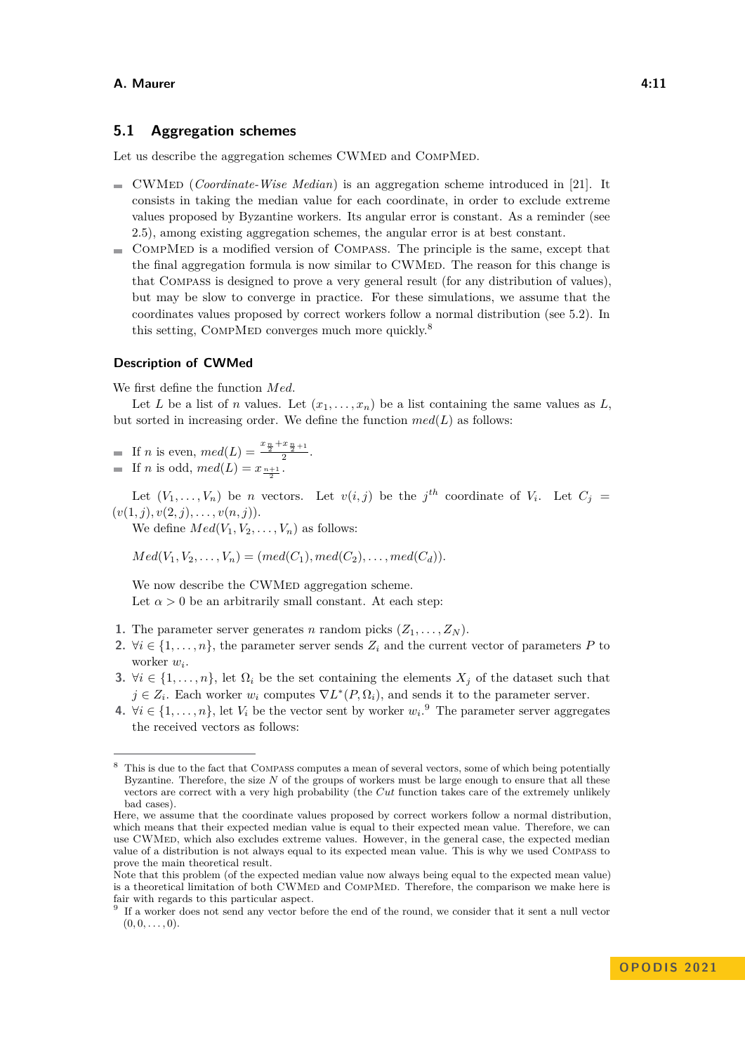## 5.1 Aggregation schemes

Let us describe the aggregation schemes CWMed and CompMed.

- CWMed (*Coordinate-Wise Median*) is an aggregation scheme introduced in [21]. It consists in taking the median value for each coordinate, in order to exclude extreme values proposed by Byzantine workers. Its angular error is constant. As a reminder (see 2.5), among existing aggregation schemes, the angular error is at best constant.
- CompMed is a modified version of Compass. The principle is the same, except that the final aggregation formula is now similar to CWMed. The reason for this change is that Compass is designed to prove a very general result (for any distribution of values), but may be slow to converge in practice. For these simulations, we assume that the coordinates values proposed by correct workers follow a normal distribution (see 5.2). In this setting, CompMed converges much more quickly.[8]

### Description of CWMed

We first define the function *Med*.

Let $L$ be a list of $n$ values. Let $(x_1, \dots, x_n)$ be a list containing the same values as $L$, but sorted in increasing order. We define the function $med(L)$ as follows:

- If $n$ is even, $med(L) = \frac{x_{\frac{n}{2}} + x_{\frac{n}{2}+1}}{2}$.
- If $n$ is odd, $med(L) = x_{\frac{n+1}{2}}$.

Let $(V_1, \dots, V_n)$ be $n$ vectors. Let $v(i,j)$ be the $j^{th}$ coordinate of $V_i$. Let $C_j = (v(1,j), v(2,j), \dots, v(n,j))$.

We define $Med(V_1, V_2, \dots, V_n)$ as follows:

$$Med(V_1, V_2, \dots, V_n) = (med(C_1), med(C_2), \dots, med(C_d)).$$

We now describe the CWMed aggregation scheme.

Let $\alpha > 0$ be an arbitrarily small constant. At each step:

1. The parameter server generates $n$ random picks $(Z_1, \dots, Z_N)$.
2. $\forall i \in \{1, \dots, n\}$, the parameter server sends $Z_i$ and the current vector of parameters $P$ to worker $w_i$.
3. $\forall i \in \{1, \dots, n\}$, let $\Omega_i$ be the set containing the elements $X_j$ of the dataset such that $j \in Z_i$. Each worker $w_i$ computes $\nabla L^*(P, \Omega_i)$, and sends it to the parameter server.
4. $\forall i \in \{1, \dots, n\}$, let $V_i$ be the vector sent by worker $w_i$.[9] The parameter server aggregates the received vectors as follows:

---

[8] This is due to the fact that Compass computes a mean of several vectors, some of which being potentially Byzantine. Therefore, the size $N$ of the groups of workers must be large enough to ensure that all these vectors are correct with a very high probability (the *Cut* function takes care of the extremely unlikely bad cases).
Here, we assume that the coordinate values proposed by correct workers follow a normal distribution, which means that their expected median value is equal to their expected mean value. Therefore, we can use CWMed, which also excludes extreme values. However, in the general case, the expected median value of a distribution is not always equal to its expected mean value. This is why we used Compass to prove the main theoretical result.
Note that this problem (of the expected median value now always being equal to the expected mean value) is a theoretical limitation of both CWMed and CompMed. Therefore, the comparison we make here is fair with regards to this particular aspect.

[9] If a worker does not send any vector before the end of the round, we consider that it sent a null vector $(0, 0, \dots, 0)$.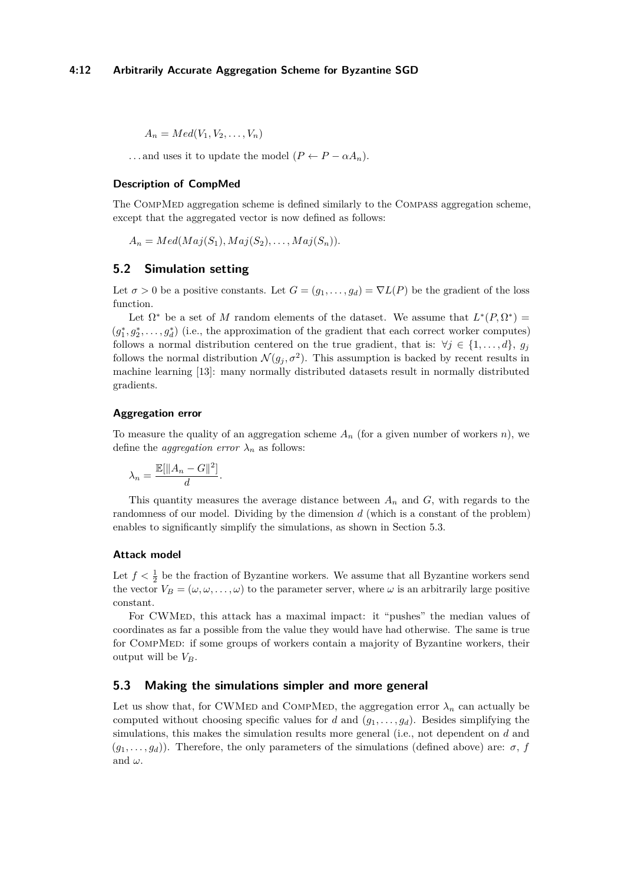$$A_n = Med(V_1, V_2, \ldots, V_n)$$

…and uses it to update the model ($P \leftarrow P - \alpha A_n$).

### Description of CompMed

The CompMed aggregation scheme is defined similarly to the Compass aggregation scheme, except that the aggregated vector is now defined as follows:

$$A_n = Med(Maj(S_1), Maj(S_2), \ldots, Maj(S_n)).$$

## 5.2 Simulation setting

Let $\sigma > 0$ be a positive constants. Let $G = (g_1, \ldots, g_d) = \nabla L(P)$ be the gradient of the loss function.

Let $\Omega^*$ be a set of $M$ random elements of the dataset. We assume that $L^*(P, \Omega^*) = (g_1^*, g_2^*, \ldots, g_d^*)$ (i.e., the approximation of the gradient that each correct worker computes) follows a normal distribution centered on the true gradient, that is: $\forall j \in \{1, \ldots, d\}$, $g_j$ follows the normal distribution $\mathcal{N}(g_j, \sigma^2)$. This assumption is backed by recent results in machine learning [13]: many normally distributed datasets result in normally distributed gradients.

### Aggregation error

To measure the quality of an aggregation scheme $A_n$ (for a given number of workers $n$), we define the *aggregation error* $\lambda_n$ as follows:

$$\lambda_n = \frac{\mathbb{E}[\|A_n - G\|^2]}{d}.$$

This quantity measures the average distance between $A_n$ and $G$, with regards to the randomness of our model. Dividing by the dimension $d$ (which is a constant of the problem) enables to significantly simplify the simulations, as shown in Section 5.3.

### Attack model

Let $f < \frac{1}{2}$ be the fraction of Byzantine workers. We assume that all Byzantine workers send the vector $V_B = (\omega, \omega, \ldots, \omega)$ to the parameter server, where $\omega$ is an arbitrarily large positive constant.

For CWMed, this attack has a maximal impact: it "pushes" the median values of coordinates as far a possible from the value they would have had otherwise. The same is true for CompMed: if some groups of workers contain a majority of Byzantine workers, their output will be $V_B$.

## 5.3 Making the simulations simpler and more general

Let us show that, for CWMed and CompMed, the aggregation error $\lambda_n$ can actually be computed without choosing specific values for $d$ and $(g_1, \ldots, g_d)$. Besides simplifying the simulations, this makes the simulation results more general (i.e., not dependent on $d$ and $(g_1, \ldots, g_d)$). Therefore, the only parameters of the simulations (defined above) are: $\sigma$, $f$ and $\omega$.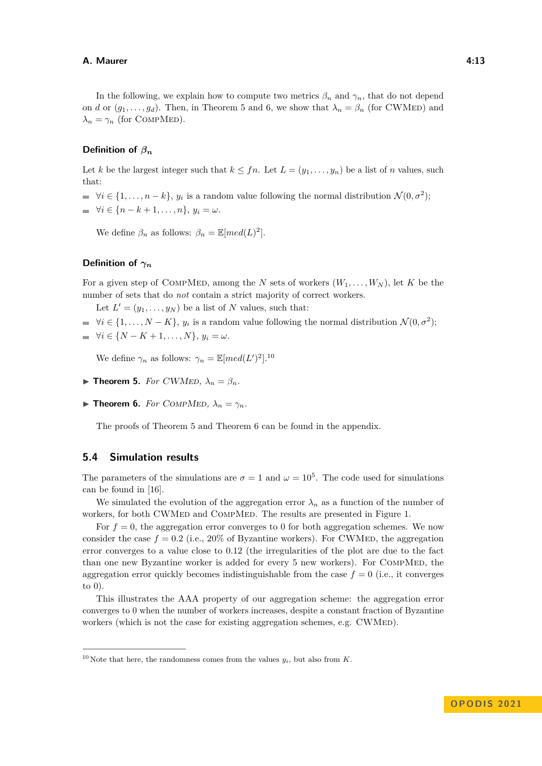In the following, we explain how to compute two metrics $\beta_n$ and $\gamma_n$, that do not depend on $d$ or $(g_1, \ldots, g_d)$. Then, in Theorem 5 and 6, we show that $\lambda_n = \beta_n$ (for CWMed) and $\lambda_n = \gamma_n$ (for CompMed).

### Definition of $\beta_n$

Let $k$ be the largest integer such that $k \leq fn$. Let $L = (y_1, \ldots, y_n)$ be a list of $n$ values, such that:

- $\forall i \in \{1, \ldots, n-k\}$, $y_i$ is a random value following the normal distribution $\mathcal{N}(0, \sigma^2)$;
- $\forall i \in \{n-k+1, \ldots, n\}$, $y_i = \omega$.

We define $\beta_n$ as follows: $\beta_n = \mathbb{E}[med(L)^2]$.

### Definition of $\gamma_n$

For a given step of CompMed, among the $N$ sets of workers $(W_1, \ldots, W_N)$, let $K$ be the number of sets that do *not* contain a strict majority of correct workers.

Let $L' = (y_1, \ldots, y_N)$ be a list of $N$ values, such that:

- $\forall i \in \{1, \ldots, N-K\}$, $y_i$ is a random value following the normal distribution $\mathcal{N}(0, \sigma^2)$;
- $\forall i \in \{N-K+1, \ldots, N\}$, $y_i = \omega$.

We define $\gamma_n$ as follows: $\gamma_n = \mathbb{E}[med(L')^2]$.[10]

▶ **Theorem 5.** *For CWMed, $\lambda_n = \beta_n$.*

▶ **Theorem 6.** *For CompMed, $\lambda_n = \gamma_n$.*

The proofs of Theorem 5 and Theorem 6 can be found in the appendix.

## 5.4 Simulation results

The parameters of the simulations are $\sigma = 1$ and $\omega = 10^5$. The code used for simulations can be found in [16].

We simulated the evolution of the aggregation error $\lambda_n$ as a function of the number of workers, for both CWMed and CompMed. The results are presented in Figure 1.

For $f = 0$, the aggregation error converges to 0 for both aggregation schemes. We now consider the case $f = 0.2$ (i.e., 20% of Byzantine workers). For CWMed, the aggregation error converges to a value close to 0.12 (the irregularities of the plot are due to the fact than one new Byzantine worker is added for every 5 new workers). For CompMed, the aggregation error quickly becomes indistinguishable from the case $f = 0$ (i.e., it converges to 0).

This illustrates the AAA property of our aggregation scheme: the aggregation error converges to 0 when the number of workers increases, despite a constant fraction of Byzantine workers (which is not the case for existing aggregation schemes, e.g. CWMed).

---

[10] Note that here, the randomness comes from the values $y_i$, but also from $K$.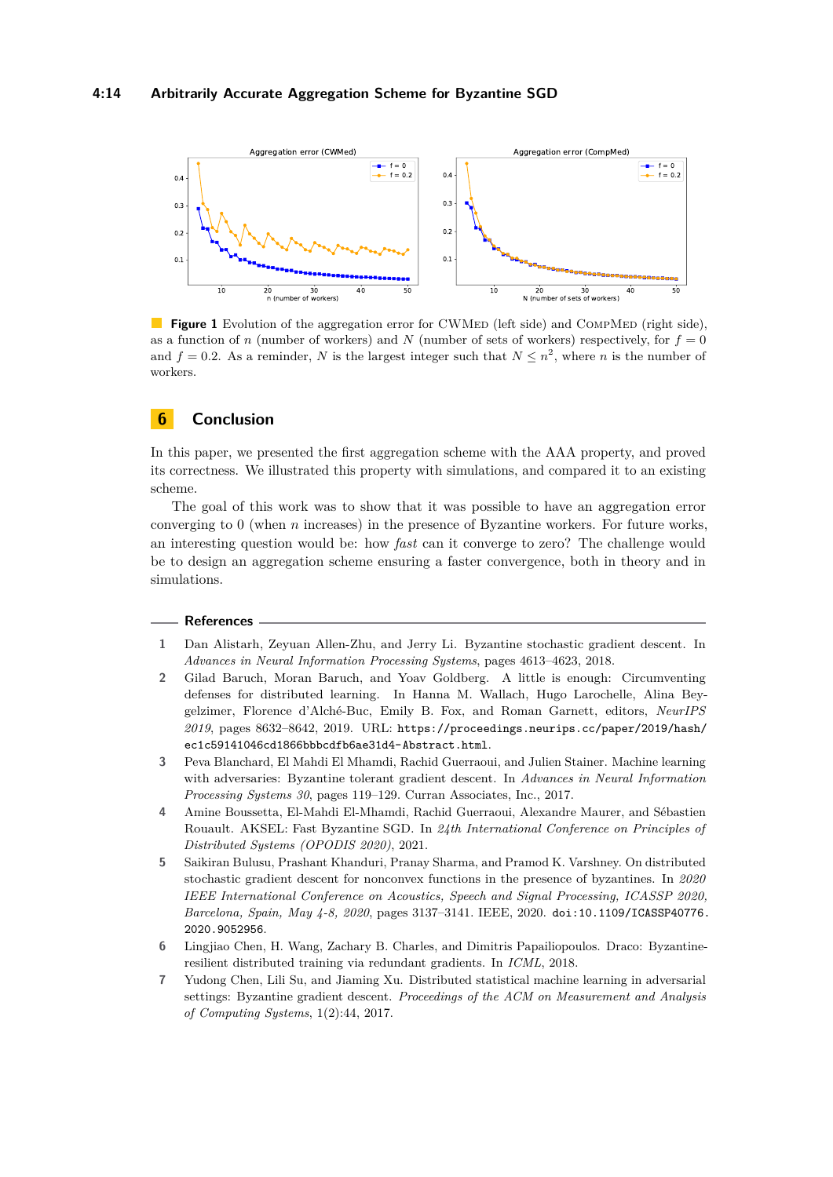**Figure 1** Evolution of the aggregation error for CWMed (left side) and CompMed (right side), as a function of $n$ (number of workers) and $N$ (number of sets of workers) respectively, for $f = 0$ and $f = 0.2$. As a reminder, $N$ is the largest integer such that $N \leq n^2$, where $n$ is the number of workers.

## 6 Conclusion

In this paper, we presented the first aggregation scheme with the AAA property, and proved its correctness. We illustrated this property with simulations, and compared it to an existing scheme.

The goal of this work was to show that it was possible to have an aggregation error converging to 0 (when $n$ increases) in the presence of Byzantine workers. For future works, an interesting question would be: how *fast* can it converge to zero? The challenge would be to design an aggregation scheme ensuring a faster convergence, both in theory and in simulations.

### References

1. Dan Alistarh, Zeyuan Allen-Zhu, and Jerry Li. Byzantine stochastic gradient descent. In *Advances in Neural Information Processing Systems*, pages 4613–4623, 2018.
2. Gilad Baruch, Moran Baruch, and Yoav Goldberg. A little is enough: Circumventing defenses for distributed learning. In Hanna M. Wallach, Hugo Larochelle, Alina Beygelzimer, Florence d'Alché-Buc, Emily B. Fox, and Roman Garnett, editors, *NeurIPS 2019*, pages 8632–8642, 2019. URL: `https://proceedings.neurips.cc/paper/2019/hash/ec1c59141046cd1866bbbcdfb6ae31d4-Abstract.html`.
3. Peva Blanchard, El Mahdi El Mhamdi, Rachid Guerraoui, and Julien Stainer. Machine learning with adversaries: Byzantine tolerant gradient descent. In *Advances in Neural Information Processing Systems 30*, pages 119–129. Curran Associates, Inc., 2017.
4. Amine Boussetta, El-Mahdi El-Mhamdi, Rachid Guerraoui, Alexandre Maurer, and Sébastien Rouault. AKSEL: Fast Byzantine SGD. In *24th International Conference on Principles of Distributed Systems (OPODIS 2020)*, 2021.
5. Saikiran Bulusu, Prashant Khanduri, Pranay Sharma, and Pramod K. Varshney. On distributed stochastic gradient descent for nonconvex functions in the presence of byzantines. In *2020 IEEE International Conference on Acoustics, Speech and Signal Processing, ICASSP 2020, Barcelona, Spain, May 4-8, 2020*, pages 3137–3141. IEEE, 2020. `doi:10.1109/ICASSP40776.2020.9052956`.
6. Lingjiao Chen, H. Wang, Zachary B. Charles, and Dimitris Papailiopoulos. Draco: Byzantine-resilient distributed training via redundant gradients. In *ICML*, 2018.
7. Yudong Chen, Lili Su, and Jiaming Xu. Distributed statistical machine learning in adversarial settings: Byzantine gradient descent. *Proceedings of the ACM on Measurement and Analysis of Computing Systems*, 1(2):44, 2017.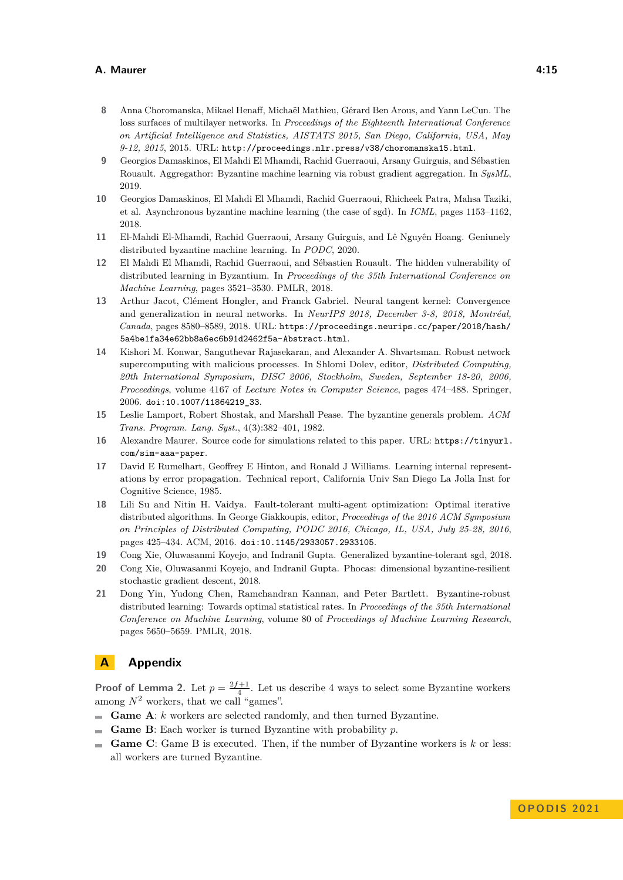8 Anna Choromanska, Mikael Henaff, Michaël Mathieu, Gérard Ben Arous, and Yann LeCun. The loss surfaces of multilayer networks. In *Proceedings of the Eighteenth International Conference on Artificial Intelligence and Statistics, AISTATS 2015, San Diego, California, USA, May 9-12, 2015*, 2015. URL: http://proceedings.mlr.press/v38/choromanska15.html.

9 Georgios Damaskinos, El Mahdi El Mhamdi, Rachid Guerraoui, Arsany Guirguis, and Sébastien Rouault. Aggregathor: Byzantine machine learning via robust gradient aggregation. In *SysML*, 2019.

10 Georgios Damaskinos, El Mahdi El Mhamdi, Rachid Guerraoui, Rhicheek Patra, Mahsa Taziki, et al. Asynchronous byzantine machine learning (the case of sgd). In *ICML*, pages 1153–1162, 2018.

11 El-Mahdi El-Mhamdi, Rachid Guerraoui, Arsany Guirguis, and Lê Nguyên Hoang. Geniunely distributed byzantine machine learning. In *PODC*, 2020.

12 El Mahdi El Mhamdi, Rachid Guerraoui, and Sébastien Rouault. The hidden vulnerability of distributed learning in Byzantium. In *Proceedings of the 35th International Conference on Machine Learning*, pages 3521–3530. PMLR, 2018.

13 Arthur Jacot, Clément Hongler, and Franck Gabriel. Neural tangent kernel: Convergence and generalization in neural networks. In *NeurIPS 2018, December 3-8, 2018, Montréal, Canada*, pages 8580–8589, 2018. URL: https://proceedings.neurips.cc/paper/2018/hash/5a4be1fa34e62bb8a6ec6b91d2462f5a-Abstract.html.

14 Kishori M. Konwar, Sanguthevar Rajasekaran, and Alexander A. Shvartsman. Robust network supercomputing with malicious processes. In Shlomi Dolev, editor, *Distributed Computing, 20th International Symposium, DISC 2006, Stockholm, Sweden, September 18-20, 2006, Proceedings*, volume 4167 of *Lecture Notes in Computer Science*, pages 474–488. Springer, 2006. doi:10.1007/11864219_33.

15 Leslie Lamport, Robert Shostak, and Marshall Pease. The byzantine generals problem. *ACM Trans. Program. Lang. Syst.*, 4(3):382–401, 1982.

16 Alexandre Maurer. Source code for simulations related to this paper. URL: https://tinyurl.com/sim-aaa-paper.

17 David E Rumelhart, Geoffrey E Hinton, and Ronald J Williams. Learning internal representations by error propagation. Technical report, California Univ San Diego La Jolla Inst for Cognitive Science, 1985.

18 Lili Su and Nitin H. Vaidya. Fault-tolerant multi-agent optimization: Optimal iterative distributed algorithms. In George Giakkoupis, editor, *Proceedings of the 2016 ACM Symposium on Principles of Distributed Computing, PODC 2016, Chicago, IL, USA, July 25-28, 2016*, pages 425–434. ACM, 2016. doi:10.1145/2933057.2933105.

19 Cong Xie, Oluwasanmi Koyejo, and Indranil Gupta. Generalized byzantine-tolerant sgd, 2018.

20 Cong Xie, Oluwasanmi Koyejo, and Indranil Gupta. Phocas: dimensional byzantine-resilient stochastic gradient descent, 2018.

21 Dong Yin, Yudong Chen, Ramchandran Kannan, and Peter Bartlett. Byzantine-robust distributed learning: Towards optimal statistical rates. In *Proceedings of the 35th International Conference on Machine Learning*, volume 80 of *Proceedings of Machine Learning Research*, pages 5650–5659. PMLR, 2018.

# A Appendix

**Proof of Lemma 2.** Let $p = \frac{2f+1}{4}$. Let us describe 4 ways to select some Byzantine workers among $N^2$ workers, that we call "games".

- **Game A**: $k$ workers are selected randomly, and then turned Byzantine.
- **Game B**: Each worker is turned Byzantine with probability $p$.
- **Game C**: Game B is executed. Then, if the number of Byzantine workers is $k$ or less: all workers are turned Byzantine.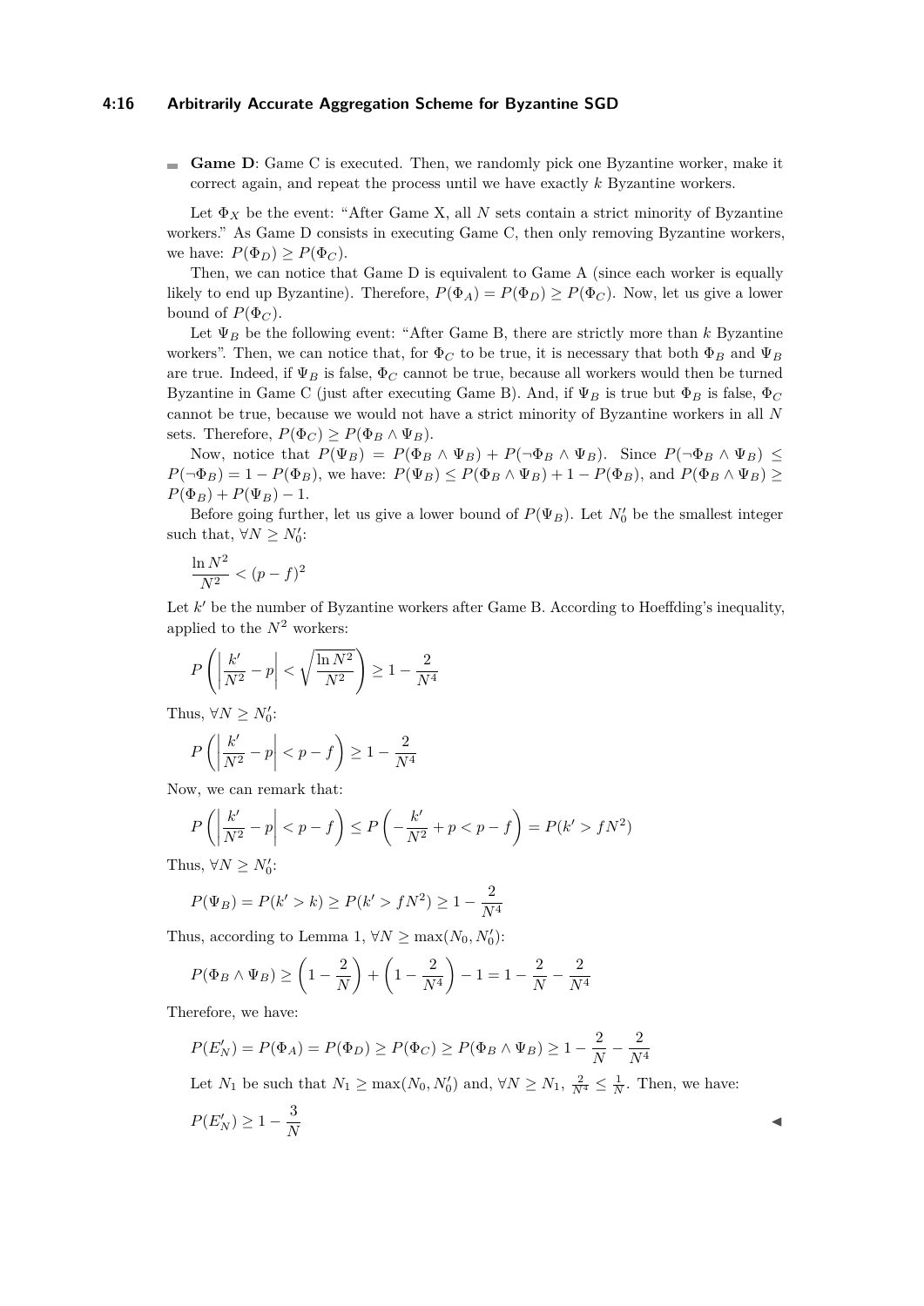- **Game D**: Game C is executed. Then, we randomly pick one Byzantine worker, make it correct again, and repeat the process until we have exactly $k$ Byzantine workers.

Let $\Phi_X$ be the event: "After Game X, all $N$ sets contain a strict minority of Byzantine workers." As Game D consists in executing Game C, then only removing Byzantine workers, we have: $P(\Phi_D) \geq P(\Phi_C)$.

Then, we can notice that Game D is equivalent to Game A (since each worker is equally likely to end up Byzantine). Therefore, $P(\Phi_A) = P(\Phi_D) \geq P(\Phi_C)$. Now, let us give a lower bound of $P(\Phi_C)$.

Let $\Psi_B$ be the following event: "After Game B, there are strictly more than $k$ Byzantine workers". Then, we can notice that, for $\Phi_C$ to be true, it is necessary that both $\Phi_B$ and $\Psi_B$ are true. Indeed, if $\Psi_B$ is false, $\Phi_C$ cannot be true, because all workers would then be turned Byzantine in Game C (just after executing Game B). And, if $\Psi_B$ is true but $\Phi_B$ is false, $\Phi_C$ cannot be true, because we would not have a strict minority of Byzantine workers in all $N$ sets. Therefore, $P(\Phi_C) \geq P(\Phi_B \wedge \Psi_B)$.

Now, notice that $P(\Psi_B) = P(\Phi_B \wedge \Psi_B) + P(\neg\Phi_B \wedge \Psi_B)$. Since $P(\neg\Phi_B \wedge \Psi_B) \leq P(\neg\Phi_B) = 1 - P(\Phi_B)$, we have: $P(\Psi_B) \leq P(\Phi_B \wedge \Psi_B) + 1 - P(\Phi_B)$, and $P(\Phi_B \wedge \Psi_B) \geq P(\Phi_B) + P(\Psi_B) - 1$.

Before going further, let us give a lower bound of $P(\Psi_B)$. Let $N'_0$ be the smallest integer such that, $\forall N \geq N'_0$:

$$\frac{\ln N^2}{N^2} < (p - f)^2$$

Let $k'$ be the number of Byzantine workers after Game B. According to Hoeffding's inequality, applied to the $N^2$ workers:

$$P\left(\left|\frac{k'}{N^2} - p\right| < \sqrt{\frac{\ln N^2}{N^2}}\right) \geq 1 - \frac{2}{N^4}$$

Thus, $\forall N \geq N'_0$:

$$P\left(\left|\frac{k'}{N^2} - p\right| < p - f\right) \geq 1 - \frac{2}{N^4}$$

Now, we can remark that:

$$P\left(\left|\frac{k'}{N^2} - p\right| < p - f\right) \leq P\left(-\frac{k'}{N^2} + p < p - f\right) = P(k' > fN^2)$$

Thus, $\forall N \geq N'_0$:

$$P(\Psi_B) = P(k' > k) \geq P(k' > fN^2) \geq 1 - \frac{2}{N^4}$$

Thus, according to Lemma 1, $\forall N \geq \max(N_0, N'_0)$:

$$P(\Phi_B \wedge \Psi_B) \geq \left(1 - \frac{2}{N}\right) + \left(1 - \frac{2}{N^4}\right) - 1 = 1 - \frac{2}{N} - \frac{2}{N^4}$$

Therefore, we have:

$$P(E'_N) = P(\Phi_A) = P(\Phi_D) \geq P(\Phi_C) \geq P(\Phi_B \wedge \Psi_B) \geq 1 - \frac{2}{N} - \frac{2}{N^4}$$

Let $N_1$ be such that $N_1 \geq \max(N_0, N'_0)$ and, $\forall N \geq N_1$, $\frac{2}{N^4} \leq \frac{1}{N}$. Then, we have:

$$P(E'_N) \geq 1 - \frac{3}{N}$$

◀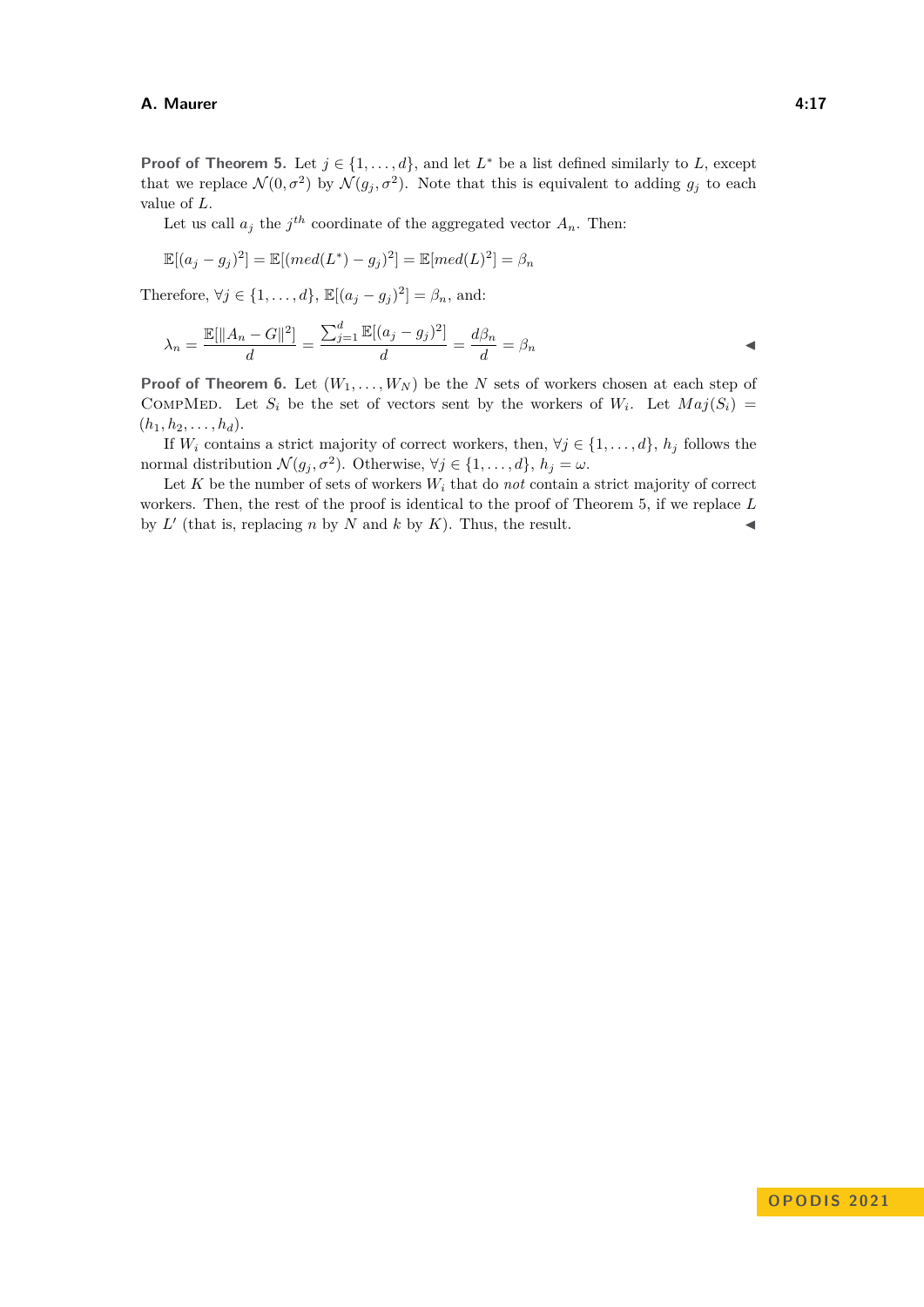**Proof of Theorem 5.** Let $j \in \{1, \ldots, d\}$, and let $L^*$ be a list defined similarly to $L$, except that we replace $\mathcal{N}(0, \sigma^2)$ by $\mathcal{N}(g_j, \sigma^2)$. Note that this is equivalent to adding $g_j$ to each value of $L$.

Let us call $a_j$ the $j^{th}$ coordinate of the aggregated vector $A_n$. Then:

$$\mathbb{E}[(a_j - g_j)^2] = \mathbb{E}[(med(L^*) - g_j)^2] = \mathbb{E}[med(L)^2] = \beta_n$$

Therefore, $\forall j \in \{1, \ldots, d\}$, $\mathbb{E}[(a_j - g_j)^2] = \beta_n$, and:

$$\lambda_n = \frac{\mathbb{E}[\|A_n - G\|^2]}{d} = \frac{\sum_{j=1}^{d} \mathbb{E}[(a_j - g_j)^2]}{d} = \frac{d\beta_n}{d} = \beta_n$$ ◀

**Proof of Theorem 6.** Let $(W_1, \ldots, W_N)$ be the $N$ sets of workers chosen at each step of CompMed. Let $S_i$ be the set of vectors sent by the workers of $W_i$. Let $Maj(S_i) = (h_1, h_2, \ldots, h_d)$.

If $W_i$ contains a strict majority of correct workers, then, $\forall j \in \{1, \ldots, d\}$, $h_j$ follows the normal distribution $\mathcal{N}(g_j, \sigma^2)$. Otherwise, $\forall j \in \{1, \ldots, d\}$, $h_j = \omega$.

Let $K$ be the number of sets of workers $W_i$ that do *not* contain a strict majority of correct workers. Then, the rest of the proof is identical to the proof of Theorem 5, if we replace $L$ by $L'$ (that is, replacing $n$ by $N$ and $k$ by $K$). Thus, the result. ◀